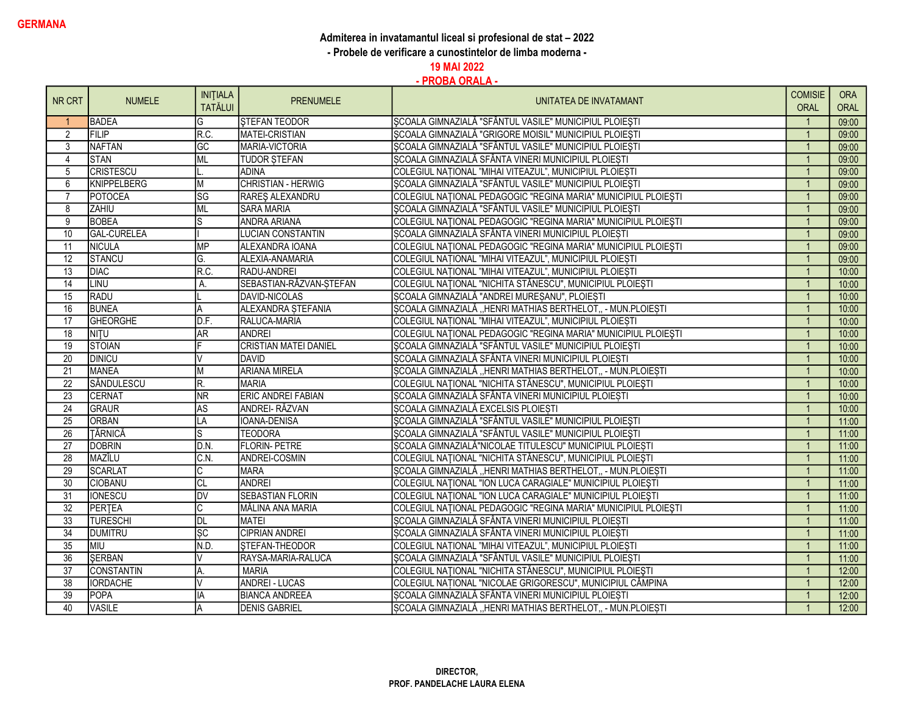**GERMANA**

**Admiterea in invatamantul liceal si profesional de stat – 2022**

**- Probele de verificare a cunostintelor de limba moderna -**

**19 MAI 2022**

**- PROBA ORALA -**

| NR CRT | NUMELE | INIȚIALA TATĂLUI | PRENUMELE | UNITATEA DE INVATAMANT | COMISIE ORAL | ORA ORAL |
|---|---|---|---|---|---|---|
| 1 | BADEA | G | ŞTEFAN TEODOR | ŞCOALA GIMNAZIALĂ "SFÂNTUL VASILE" MUNICIPIUL PLOIEŞTI | 1 | 09:00 |
| 2 | FILIP | R.C. | MATEI-CRISTIAN | ŞCOALA GIMNAZIALĂ "GRIGORE MOISIL" MUNICIPIUL PLOIEŞTI | 1 | 09:00 |
| 3 | NAFTAN | GC | MARIA-VICTORIA | ŞCOALA GIMNAZIALĂ "SFÂNTUL VASILE" MUNICIPIUL PLOIEŞTI | 1 | 09:00 |
| 4 | STAN | ML | TUDOR ŞTEFAN | ŞCOALA GIMNAZIALĂ SFÂNTA VINERI MUNICIPIUL PLOIEŞTI | 1 | 09:00 |
| 5 | CRISTESCU | L. | ADINA | COLEGIUL NAȚIONAL "MIHAI VITEAZUL", MUNICIPIUL PLOIEȘTI | 1 | 09:00 |
| 6 | KNIPPELBERG | M | CHRISTIAN - HERWIG | ŞCOALA GIMNAZIALĂ "SFÂNTUL VASILE" MUNICIPIUL PLOIEŞTI | 1 | 09:00 |
| 7 | POTOCEA | SG | RAREŞ ALEXANDRU | COLEGIUL NAŢIONAL PEDAGOGIC "REGINA MARIA" MUNICIPIUL PLOIEŞTI | 1 | 09:00 |
| 8 | ZAHIU | ML | SARA MARIA | ŞCOALA GIMNAZIALĂ "SFÂNTUL VASILE" MUNICIPIUL PLOIEŞTI | 1 | 09:00 |
| 9 | BOBEA | S | ANDRA ARIANA | COLEGIUL NAŢIONAL PEDAGOGIC "REGINA MARIA" MUNICIPIUL PLOIEŞTI | 1 | 09:00 |
| 10 | GAL-CURELEA | I | LUCIAN CONSTANTIN | ŞCOALA GIMNAZIALĂ SFÂNTA VINERI MUNICIPIUL PLOIEŞTI | 1 | 09:00 |
| 11 | NICULA | MP | ALEXANDRA IOANA | COLEGIUL NAŢIONAL PEDAGOGIC "REGINA MARIA" MUNICIPIUL PLOIEŞTI | 1 | 09:00 |
| 12 | STANCU | G. | ALEXIA-ANAMARIA | COLEGIUL NAȚIONAL "MIHAI VITEAZUL", MUNICIPIUL PLOIEȘTI | 1 | 09:00 |
| 13 | DIAC | R.C. | RADU-ANDREI | COLEGIUL NAȚIONAL "MIHAI VITEAZUL", MUNICIPIUL PLOIEȘTI | 1 | 10:00 |
| 14 | LINU | A. | SEBASTIAN-RĂZVAN-ȘTEFAN | COLEGIUL NAȚIONAL "NICHITA STĂNESCU", MUNICIPIUL PLOIEȘTI | 1 | 10:00 |
| 15 | RADU | L | DAVID-NICOLAS | ȘCOALA GIMNAZIALĂ "ANDREI MUREȘANU", PLOIEȘTI | 1 | 10:00 |
| 16 | BUNEA | A | ALEXANDRA ȘTEFANIA | ȘCOALA GIMNAZIALĂ ,,HENRI MATHIAS BERTHELOT,, - MUN.PLOIEȘTI | 1 | 10:00 |
| 17 | GHEORGHE | D.F. | RALUCA-MARIA | COLEGIUL NAȚIONAL "MIHAI VITEAZUL", MUNICIPIUL PLOIEȘTI | 1 | 10:00 |
| 18 | NIȚU | AR | ANDREI | COLEGIUL NAŢIONAL PEDAGOGIC "REGINA MARIA" MUNICIPIUL PLOIEŞTI | 1 | 10:00 |
| 19 | STOIAN | F | CRISTIAN MATEI DANIEL | ŞCOALA GIMNAZIALĂ "SFÂNTUL VASILE" MUNICIPIUL PLOIEŞTI | 1 | 10:00 |
| 20 | DINICU | V | DAVID | ŞCOALA GIMNAZIALĂ SFÂNTA VINERI MUNICIPIUL PLOIEŞTI | 1 | 10:00 |
| 21 | MANEA | M | ARIANA MIRELA | ȘCOALA GIMNAZIALĂ ,,HENRI MATHIAS BERTHELOT,, - MUN.PLOIEȘTI | 1 | 10:00 |
| 22 | SĂNDULESCU | R. | MARIA | COLEGIUL NAȚIONAL "NICHITA STĂNESCU", MUNICIPIUL PLOIEȘTI | 1 | 10:00 |
| 23 | CERNAT | NR | ERIC ANDREI FABIAN | ŞCOALA GIMNAZIALĂ SFÂNTA VINERI MUNICIPIUL PLOIEŞTI | 1 | 10:00 |
| 24 | GRAUR | AS | ANDREI- RĂZVAN | ȘCOALA GIMNAZIALĂ EXCELSIS PLOIEȘTI | 1 | 10:00 |
| 25 | ORBAN | LA | IOANA-DENISA | ŞCOALA GIMNAZIALĂ "SFÂNTUL VASILE" MUNICIPIUL PLOIEŞTI | 1 | 11:00 |
| 26 | ȚĂRNICĂ | S | TEODORA | ŞCOALA GIMNAZIALĂ "SFÂNTUL VASILE" MUNICIPIUL PLOIEŞTI | 1 | 11:00 |
| 27 | DOBRIN | D.N. | FLORIN- PETRE | ȘCOALA GIMNAZIALĂ"NICOLAE TITULESCU" MUNICIPIUL PLOIEȘTI | 1 | 11:00 |
| 28 | MAZÎLU | C.N. | ANDREI-COSMIN | COLEGIUL NAȚIONAL "NICHITA STĂNESCU", MUNICIPIUL PLOIEȘTI | 1 | 11:00 |
| 29 | SCARLAT | C | MARA | ȘCOALA GIMNAZIALĂ ,,HENRI MATHIAS BERTHELOT,, - MUN.PLOIEȘTI | 1 | 11:00 |
| 30 | CIOBANU | CL | ANDREI | COLEGIUL NAŢIONAL "ION LUCA CARAGIALE" MUNICIPIUL PLOIEŞTI | 1 | 11:00 |
| 31 | IONESCU | DV | SEBASTIAN FLORIN | COLEGIUL NAŢIONAL "ION LUCA CARAGIALE" MUNICIPIUL PLOIEŞTI | 1 | 11:00 |
| 32 | PERȚEA | C | MĂLINA ANA MARIA | COLEGIUL NAŢIONAL PEDAGOGIC "REGINA MARIA" MUNICIPIUL PLOIEŞTI | 1 | 11:00 |
| 33 | TURESCHI | DL | MATEI | ŞCOALA GIMNAZIALĂ SFÂNTA VINERI MUNICIPIUL PLOIEŞTI | 1 | 11:00 |
| 34 | DUMITRU | ŞC | CIPRIAN ANDREI | ŞCOALA GIMNAZIALĂ SFÂNTA VINERI MUNICIPIUL PLOIEŞTI | 1 | 11:00 |
| 35 | MIU | N.D. | ȘTEFAN-THEODOR | COLEGIUL NAȚIONAL "MIHAI VITEAZUL", MUNICIPIUL PLOIEȘTI | 1 | 11:00 |
| 36 | ŞERBAN | V | RAYSA-MARIA-RALUCA | ŞCOALA GIMNAZIALĂ "SFÂNTUL VASILE" MUNICIPIUL PLOIEŞTI | 1 | 11:00 |
| 37 | CONSTANTIN | A. | MARIA | COLEGIUL NAȚIONAL "NICHITA STĂNESCU", MUNICIPIUL PLOIEȘTI | 1 | 12:00 |
| 38 | IORDACHE | V | ANDREI - LUCAS | COLEGIUL NAȚIONAL "NICOLAE GRIGORESCU", MUNICIPIUL CÂMPINA | 1 | 12:00 |
| 39 | POPA | IA | BIANCA ANDREEA | ŞCOALA GIMNAZIALĂ SFÂNTA VINERI MUNICIPIUL PLOIEŞTI | 1 | 12:00 |
| 40 | VASILE | A | DENIS GABRIEL | ȘCOALA GIMNAZIALĂ ,,HENRI MATHIAS BERTHELOT,, - MUN.PLOIEȘTI | 1 | 12:00 |

**DIRECTOR,**

**PROF. PANDELACHE LAURA ELENA**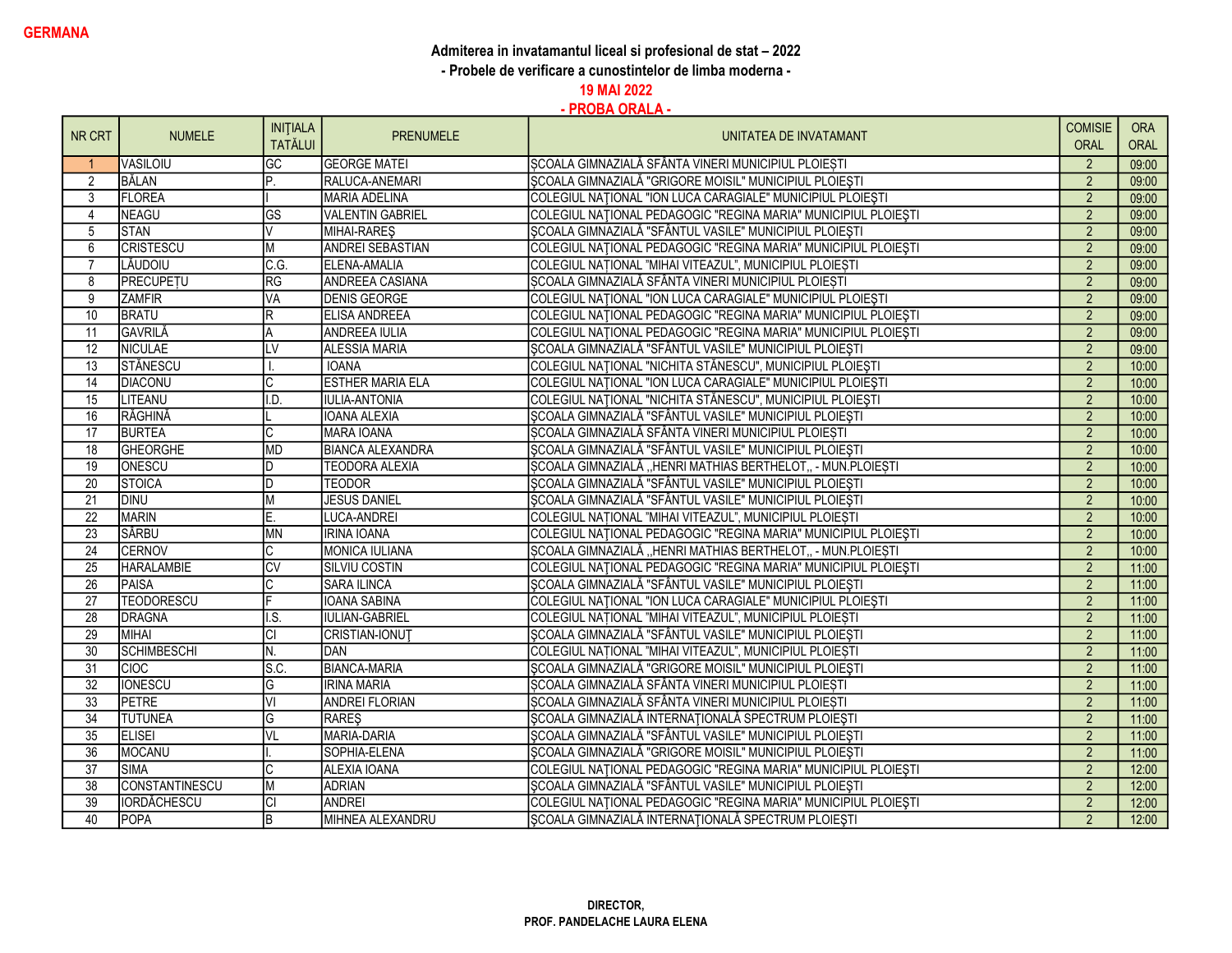**GERMANA**

**Admiterea in invatamantul liceal si profesional de stat – 2022**

**- Probele de verificare a cunostintelor de limba moderna -**

**19 MAI 2022**

**- PROBA ORALA -**

| NR CRT | NUMELE | INIȚIALA TATĂLUI | PRENUMELE | UNITATEA DE INVATAMANT | COMISIE ORAL | ORA ORAL |
|---|---|---|---|---|---|---|
| 1 | VASILOIU | GC | GEORGE MATEI | ŞCOALA GIMNAZIALĂ SFÂNTA VINERI MUNICIPIUL PLOIEŞTI | 2 | 09:00 |
| 2 | BĂLAN | P. | RALUCA-ANEMARI | ŞCOALA GIMNAZIALĂ "GRIGORE MOISIL" MUNICIPIUL PLOIEŞTI | 2 | 09:00 |
| 3 | FLOREA | I | MARIA ADELINA | COLEGIUL NAŢIONAL "ION LUCA CARAGIALE" MUNICIPIUL PLOIEŞTI | 2 | 09:00 |
| 4 | NEAGU | GS | VALENTIN GABRIEL | COLEGIUL NAŢIONAL PEDAGOGIC "REGINA MARIA" MUNICIPIUL PLOIEŞTI | 2 | 09:00 |
| 5 | STAN | V | MIHAI-RAREŞ | ŞCOALA GIMNAZIALĂ "SFÂNTUL VASILE" MUNICIPIUL PLOIEŞTI | 2 | 09:00 |
| 6 | CRISTESCU | M | ANDREI SEBASTIAN | COLEGIUL NAŢIONAL PEDAGOGIC "REGINA MARIA" MUNICIPIUL PLOIEŞTI | 2 | 09:00 |
| 7 | LĂUDOIU | C.G. | ELENA-AMALIA | COLEGIUL NAȚIONAL "MIHAI VITEAZUL", MUNICIPIUL PLOIEȘTI | 2 | 09:00 |
| 8 | PRECUPEȚU | RG | ANDREEA CASIANA | ŞCOALA GIMNAZIALĂ SFÂNTA VINERI MUNICIPIUL PLOIEŞTI | 2 | 09:00 |
| 9 | ZAMFIR | VA | DENIS GEORGE | COLEGIUL NAŢIONAL "ION LUCA CARAGIALE" MUNICIPIUL PLOIEŞTI | 2 | 09:00 |
| 10 | BRATU | R | ELISA ANDREEA | COLEGIUL NAŢIONAL PEDAGOGIC "REGINA MARIA" MUNICIPIUL PLOIEŞTI | 2 | 09:00 |
| 11 | GAVRILĂ | A | ANDREEA IULIA | COLEGIUL NAŢIONAL PEDAGOGIC "REGINA MARIA" MUNICIPIUL PLOIEŞTI | 2 | 09:00 |
| 12 | NICULAE | LV | ALESSIA MARIA | ŞCOALA GIMNAZIALĂ "SFÂNTUL VASILE" MUNICIPIUL PLOIEŞTI | 2 | 09:00 |
| 13 | STĂNESCU | I. | IOANA | COLEGIUL NAȚIONAL "NICHITA STĂNESCU", MUNICIPIUL PLOIEȘTI | 2 | 10:00 |
| 14 | DIACONU | C | ESTHER MARIA ELA | COLEGIUL NAŢIONAL "ION LUCA CARAGIALE" MUNICIPIUL PLOIEŞTI | 2 | 10:00 |
| 15 | LITEANU | I.D. | IULIA-ANTONIA | COLEGIUL NAȚIONAL "NICHITA STĂNESCU", MUNICIPIUL PLOIEȘTI | 2 | 10:00 |
| 16 | RĂGHINĂ | L | IOANA ALEXIA | ŞCOALA GIMNAZIALĂ "SFÂNTUL VASILE" MUNICIPIUL PLOIEŞTI | 2 | 10:00 |
| 17 | BURTEA | C | MARA IOANA | ŞCOALA GIMNAZIALĂ SFÂNTA VINERI MUNICIPIUL PLOIEŞTI | 2 | 10:00 |
| 18 | GHEORGHE | MD | BIANCA ALEXANDRA | ŞCOALA GIMNAZIALĂ "SFÂNTUL VASILE" MUNICIPIUL PLOIEŞTI | 2 | 10:00 |
| 19 | ONESCU | D | TEODORA ALEXIA | ŞCOALA GIMNAZIALĂ ,,HENRI MATHIAS BERTHELOT,, - MUN.PLOIEŞTI | 2 | 10:00 |
| 20 | STOICA | D | TEODOR | ŞCOALA GIMNAZIALĂ "SFÂNTUL VASILE" MUNICIPIUL PLOIEŞTI | 2 | 10:00 |
| 21 | DINU | M | JESUS DANIEL | ŞCOALA GIMNAZIALĂ "SFÂNTUL VASILE" MUNICIPIUL PLOIEŞTI | 2 | 10:00 |
| 22 | MARIN | E. | LUCA-ANDREI | COLEGIUL NAȚIONAL "MIHAI VITEAZUL", MUNICIPIUL PLOIEȘTI | 2 | 10:00 |
| 23 | SÂRBU | MN | IRINA IOANA | COLEGIUL NAŢIONAL PEDAGOGIC "REGINA MARIA" MUNICIPIUL PLOIEŞTI | 2 | 10:00 |
| 24 | CERNOV | C | MONICA IULIANA | ŞCOALA GIMNAZIALĂ ,,HENRI MATHIAS BERTHELOT,, - MUN.PLOIEŞTI | 2 | 10:00 |
| 25 | HARALAMBIE | CV | SILVIU COSTIN | COLEGIUL NAŢIONAL PEDAGOGIC "REGINA MARIA" MUNICIPIUL PLOIEŞTI | 2 | 11:00 |
| 26 | PAISA | C | SARA ILINCA | ŞCOALA GIMNAZIALĂ "SFÂNTUL VASILE" MUNICIPIUL PLOIEŞTI | 2 | 11:00 |
| 27 | TEODORESCU | F | IOANA SABINA | COLEGIUL NAŢIONAL "ION LUCA CARAGIALE" MUNICIPIUL PLOIEŞTI | 2 | 11:00 |
| 28 | DRAGNA | I.S. | IULIAN-GABRIEL | COLEGIUL NAȚIONAL "MIHAI VITEAZUL", MUNICIPIUL PLOIEȘTI | 2 | 11:00 |
| 29 | MIHAI | CI | CRISTIAN-IONUȚ | ŞCOALA GIMNAZIALĂ "SFÂNTUL VASILE" MUNICIPIUL PLOIEŞTI | 2 | 11:00 |
| 30 | SCHIMBESCHI | N. | DAN | COLEGIUL NAȚIONAL "MIHAI VITEAZUL", MUNICIPIUL PLOIEȘTI | 2 | 11:00 |
| 31 | CIOC | S.C. | BIANCA-MARIA | ŞCOALA GIMNAZIALĂ "GRIGORE MOISIL" MUNICIPIUL PLOIEŞTI | 2 | 11:00 |
| 32 | IONESCU | G | IRINA MARIA | ŞCOALA GIMNAZIALĂ SFÂNTA VINERI MUNICIPIUL PLOIEŞTI | 2 | 11:00 |
| 33 | PETRE | VI | ANDREI FLORIAN | ŞCOALA GIMNAZIALĂ SFÂNTA VINERI MUNICIPIUL PLOIEŞTI | 2 | 11:00 |
| 34 | TUTUNEA | G | RAREŞ | ŞCOALA GIMNAZIALĂ INTERNAŢIONALĂ SPECTRUM PLOIEŞTI | 2 | 11:00 |
| 35 | ELISEI | VL | MARIA-DARIA | ŞCOALA GIMNAZIALĂ "SFÂNTUL VASILE" MUNICIPIUL PLOIEŞTI | 2 | 11:00 |
| 36 | MOCANU | I. | SOPHIA-ELENA | ŞCOALA GIMNAZIALĂ "GRIGORE MOISIL" MUNICIPIUL PLOIEŞTI | 2 | 11:00 |
| 37 | SIMA | C | ALEXIA IOANA | COLEGIUL NAŢIONAL PEDAGOGIC "REGINA MARIA" MUNICIPIUL PLOIEŞTI | 2 | 12:00 |
| 38 | CONSTANTINESCU | M | ADRIAN | ŞCOALA GIMNAZIALĂ "SFÂNTUL VASILE" MUNICIPIUL PLOIEŞTI | 2 | 12:00 |
| 39 | IORDĂCHESCU | CI | ANDREI | COLEGIUL NAŢIONAL PEDAGOGIC "REGINA MARIA" MUNICIPIUL PLOIEŞTI | 2 | 12:00 |
| 40 | POPA | B | MIHNEA ALEXANDRU | ŞCOALA GIMNAZIALĂ INTERNAŢIONALĂ SPECTRUM PLOIEŞTI | 2 | 12:00 |

**DIRECTOR,**

**PROF. PANDELACHE LAURA ELENA**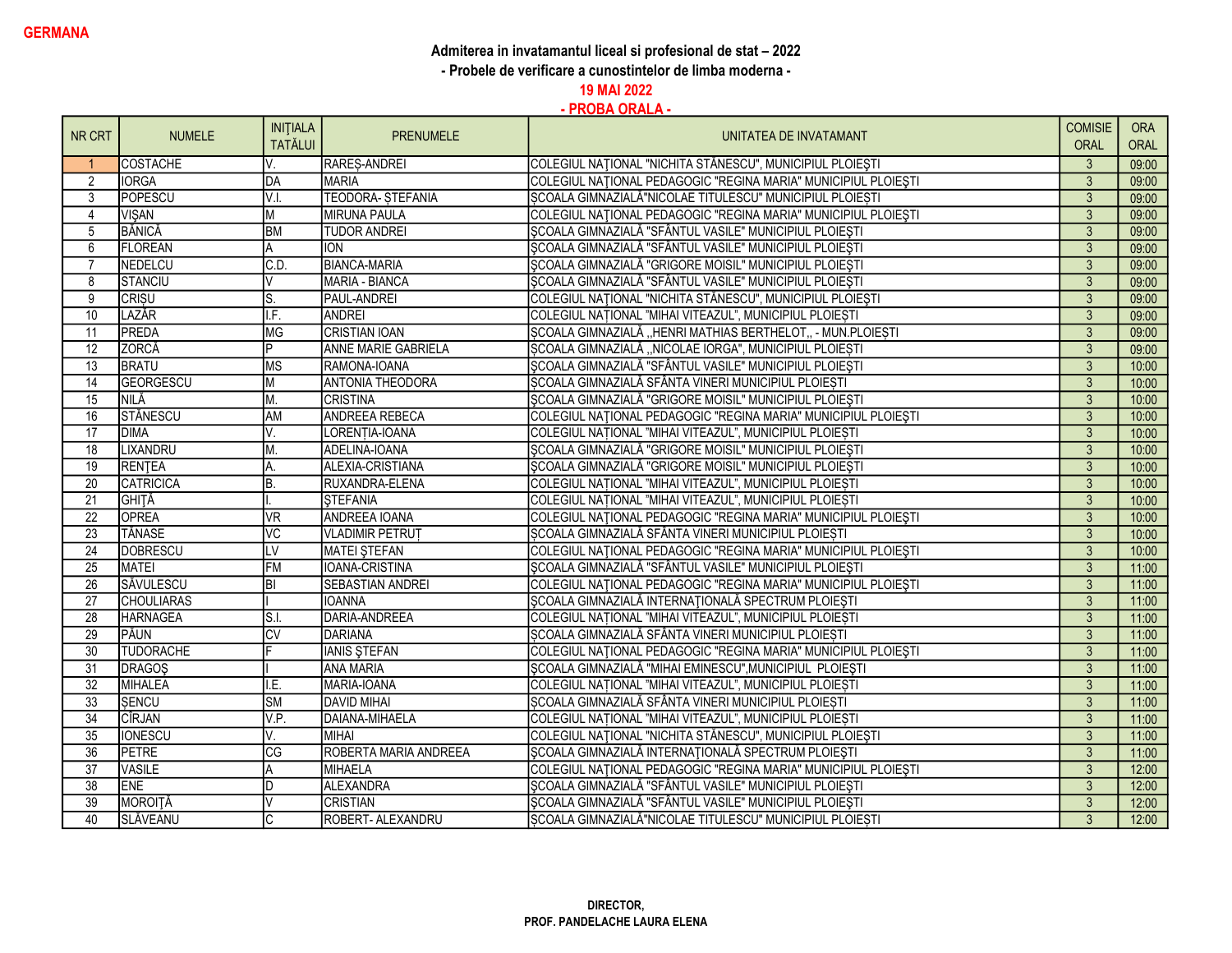**GERMANA**

## Admiterea in invatamantul liceal si profesional de stat – 2022

### - Probele de verificare a cunostintelor de limba moderna -

### 19 MAI 2022

### - PROBA ORALA -

| NR CRT | NUMELE | INIŢIALA TATĂLUI | PRENUMELE | UNITATEA DE INVATAMANT | COMISIE ORAL | ORA ORAL |
|---|---|---|---|---|---|---|
| 1 | COSTACHE | V. | RAREŞ-ANDREI | COLEGIUL NAŢIONAL "NICHITA STĂNESCU", MUNICIPIUL PLOIEŞTI | 3 | 09:00 |
| 2 | IORGA | DA | MARIA | COLEGIUL NAŢIONAL PEDAGOGIC "REGINA MARIA" MUNICIPIUL PLOIEŞTI | 3 | 09:00 |
| 3 | POPESCU | V.I. | TEODORA- ŞTEFANIA | ŞCOALA GIMNAZIALĂ"NICOLAE TITULESCU" MUNICIPIUL PLOIEŞTI | 3 | 09:00 |
| 4 | VIŞAN | M | MIRUNA PAULA | COLEGIUL NAŢIONAL PEDAGOGIC "REGINA MARIA" MUNICIPIUL PLOIEŞTI | 3 | 09:00 |
| 5 | BĂNICĂ | BM | TUDOR ANDREI | ŞCOALA GIMNAZIALĂ "SFÂNTUL VASILE" MUNICIPIUL PLOIEŞTI | 3 | 09:00 |
| 6 | FLOREAN | A | ION | ŞCOALA GIMNAZIALĂ "SFÂNTUL VASILE" MUNICIPIUL PLOIEŞTI | 3 | 09:00 |
| 7 | NEDELCU | C.D. | BIANCA-MARIA | ŞCOALA GIMNAZIALĂ "GRIGORE MOISIL" MUNICIPIUL PLOIEŞTI | 3 | 09:00 |
| 8 | STANCIU | V | MARIA - BIANCA | ŞCOALA GIMNAZIALĂ "SFÂNTUL VASILE" MUNICIPIUL PLOIEŞTI | 3 | 09:00 |
| 9 | CRIŞU | S. | PAUL-ANDREI | COLEGIUL NAŢIONAL "NICHITA STĂNESCU", MUNICIPIUL PLOIEŞTI | 3 | 09:00 |
| 10 | LAZĂR | I.F. | ANDREI | COLEGIUL NAŢIONAL "MIHAI VITEAZUL", MUNICIPIUL PLOIEŞTI | 3 | 09:00 |
| 11 | PREDA | MG | CRISTIAN IOAN | ŞCOALA GIMNAZIALĂ ,,HENRI MATHIAS BERTHELOT,, - MUN.PLOIEŞTI | 3 | 09:00 |
| 12 | ZORCĂ | P | ANNE MARIE GABRIELA | ŞCOALA GIMNAZIALĂ ,,NICOLAE IORGA", MUNICIPIUL PLOIEŞTI | 3 | 09:00 |
| 13 | BRATU | MS | RAMONA-IOANA | ŞCOALA GIMNAZIALĂ "SFÂNTUL VASILE" MUNICIPIUL PLOIEŞTI | 3 | 10:00 |
| 14 | GEORGESCU | M | ANTONIA THEODORA | ŞCOALA GIMNAZIALĂ SFÂNTA VINERI MUNICIPIUL PLOIEŞTI | 3 | 10:00 |
| 15 | NILĂ | M. | CRISTINA | ŞCOALA GIMNAZIALĂ "GRIGORE MOISIL" MUNICIPIUL PLOIEŞTI | 3 | 10:00 |
| 16 | STĂNESCU | AM | ANDREEA REBECA | COLEGIUL NAŢIONAL PEDAGOGIC "REGINA MARIA" MUNICIPIUL PLOIEŞTI | 3 | 10:00 |
| 17 | DIMA | V. | LORENŢIA-IOANA | COLEGIUL NAŢIONAL "MIHAI VITEAZUL", MUNICIPIUL PLOIEŞTI | 3 | 10:00 |
| 18 | LIXANDRU | M. | ADELINA-IOANA | ŞCOALA GIMNAZIALĂ "GRIGORE MOISIL" MUNICIPIUL PLOIEŞTI | 3 | 10:00 |
| 19 | RENŢEA | A. | ALEXIA-CRISTIANA | ŞCOALA GIMNAZIALĂ "GRIGORE MOISIL" MUNICIPIUL PLOIEŞTI | 3 | 10:00 |
| 20 | CATRICICA | B. | RUXANDRA-ELENA | COLEGIUL NAŢIONAL "MIHAI VITEAZUL", MUNICIPIUL PLOIEŞTI | 3 | 10:00 |
| 21 | GHIŢĂ | I. | ŞTEFANIA | COLEGIUL NAŢIONAL "MIHAI VITEAZUL", MUNICIPIUL PLOIEŞTI | 3 | 10:00 |
| 22 | OPREA | VR | ANDREEA IOANA | COLEGIUL NAŢIONAL PEDAGOGIC "REGINA MARIA" MUNICIPIUL PLOIEŞTI | 3 | 10:00 |
| 23 | TĂNASE | VC | VLADIMIR PETRUŢ | ŞCOALA GIMNAZIALĂ SFÂNTA VINERI MUNICIPIUL PLOIEŞTI | 3 | 10:00 |
| 24 | DOBRESCU | LV | MATEI ŞTEFAN | COLEGIUL NAŢIONAL PEDAGOGIC "REGINA MARIA" MUNICIPIUL PLOIEŞTI | 3 | 10:00 |
| 25 | MATEI | FM | IOANA-CRISTINA | ŞCOALA GIMNAZIALĂ "SFÂNTUL VASILE" MUNICIPIUL PLOIEŞTI | 3 | 11:00 |
| 26 | SĂVULESCU | BI | SEBASTIAN ANDREI | COLEGIUL NAŢIONAL PEDAGOGIC "REGINA MARIA" MUNICIPIUL PLOIEŞTI | 3 | 11:00 |
| 27 | CHOULIARAS | I | IOANNA | ŞCOALA GIMNAZIALĂ INTERNAŢIONALĂ SPECTRUM PLOIEŞTI | 3 | 11:00 |
| 28 | HARNAGEA | S.I. | DARIA-ANDREEA | COLEGIUL NAŢIONAL "MIHAI VITEAZUL", MUNICIPIUL PLOIEŞTI | 3 | 11:00 |
| 29 | PĂUN | CV | DARIANA | ŞCOALA GIMNAZIALĂ SFÂNTA VINERI MUNICIPIUL PLOIEŞTI | 3 | 11:00 |
| 30 | TUDORACHE | F | IANIS ŞTEFAN | COLEGIUL NAŢIONAL PEDAGOGIC "REGINA MARIA" MUNICIPIUL PLOIEŞTI | 3 | 11:00 |
| 31 | DRAGOŞ | I | ANA MARIA | ŞCOALA GIMNAZIALĂ "MIHAI EMINESCU",MUNICIPIUL PLOIEŞTI | 3 | 11:00 |
| 32 | MIHALEA | I.E. | MARIA-IOANA | COLEGIUL NAŢIONAL "MIHAI VITEAZUL", MUNICIPIUL PLOIEŞTI | 3 | 11:00 |
| 33 | ŞENCU | SM | DAVID MIHAI | ŞCOALA GIMNAZIALĂ SFÂNTA VINERI MUNICIPIUL PLOIEŞTI | 3 | 11:00 |
| 34 | CÎRJAN | V.P. | DAIANA-MIHAELA | COLEGIUL NAŢIONAL "MIHAI VITEAZUL", MUNICIPIUL PLOIEŞTI | 3 | 11:00 |
| 35 | IONESCU | V. | MIHAI | COLEGIUL NAŢIONAL "NICHITA STĂNESCU", MUNICIPIUL PLOIEŞTI | 3 | 11:00 |
| 36 | PETRE | CG | ROBERTA MARIA ANDREEA | ŞCOALA GIMNAZIALĂ INTERNAŢIONALĂ SPECTRUM PLOIEŞTI | 3 | 11:00 |
| 37 | VASILE | A | MIHAELA | COLEGIUL NAŢIONAL PEDAGOGIC "REGINA MARIA" MUNICIPIUL PLOIEŞTI | 3 | 12:00 |
| 38 | ENE | D | ALEXANDRA | ŞCOALA GIMNAZIALĂ "SFÂNTUL VASILE" MUNICIPIUL PLOIEŞTI | 3 | 12:00 |
| 39 | MOROIŢĂ | V | CRISTIAN | ŞCOALA GIMNAZIALĂ "SFÂNTUL VASILE" MUNICIPIUL PLOIEŞTI | 3 | 12:00 |
| 40 | SLĂVEANU | C | ROBERT- ALEXANDRU | ŞCOALA GIMNAZIALĂ"NICOLAE TITULESCU" MUNICIPIUL PLOIEŞTI | 3 | 12:00 |

**DIRECTOR,**
**PROF. PANDELACHE LAURA ELENA**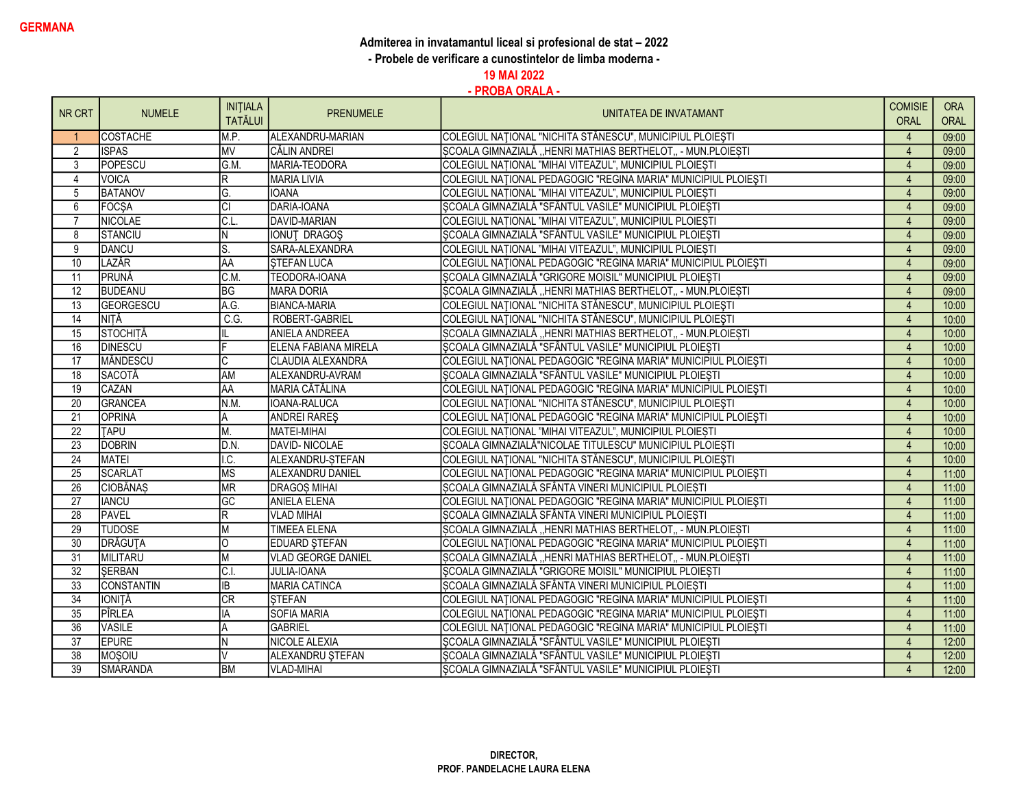**GERMANA**

## Admiterea in invatamantul liceal si profesional de stat – 2022

### - Probele de verificare a cunostintelor de limba moderna -

### 19 MAI 2022

### - PROBA ORALA -

| NR CRT | NUMELE | INIŢIALA TATĂLUI | PRENUMELE | UNITATEA DE INVATAMANT | COMISIE ORAL | ORA ORAL |
|---|---|---|---|---|---|---|
| 1 | COSTACHE | M.P. | ALEXANDRU-MARIAN | COLEGIUL NAŢIONAL "NICHITA STĂNESCU", MUNICIPIUL PLOIEŞTI | 4 | 09:00 |
| 2 | ISPAS | MV | CĂLIN ANDREI | ŞCOALA GIMNAZIALĂ ,,HENRI MATHIAS BERTHELOT,, - MUN.PLOIEŞTI | 4 | 09:00 |
| 3 | POPESCU | G.M. | MARIA-TEODORA | COLEGIUL NAŢIONAL "MIHAI VITEAZUL", MUNICIPIUL PLOIEŞTI | 4 | 09:00 |
| 4 | VOICA | R | MARIA LIVIA | COLEGIUL NAŢIONAL PEDAGOGIC "REGINA MARIA" MUNICIPIUL PLOIEŞTI | 4 | 09:00 |
| 5 | BATANOV | G. | IOANA | COLEGIUL NAŢIONAL "MIHAI VITEAZUL", MUNICIPIUL PLOIEŞTI | 4 | 09:00 |
| 6 | FOCŞA | CI | DARIA-IOANA | ŞCOALA GIMNAZIALĂ "SFÂNTUL VASILE" MUNICIPIUL PLOIEŞTI | 4 | 09:00 |
| 7 | NICOLAE | C.L. | DAVID-MARIAN | COLEGIUL NAŢIONAL "MIHAI VITEAZUL", MUNICIPIUL PLOIEŞTI | 4 | 09:00 |
| 8 | STANCIU | N | IONUŢ DRAGOŞ | ŞCOALA GIMNAZIALĂ "SFÂNTUL VASILE" MUNICIPIUL PLOIEŞTI | 4 | 09:00 |
| 9 | DANCU | S. | SARA-ALEXANDRA | COLEGIUL NAŢIONAL "MIHAI VITEAZUL", MUNICIPIUL PLOIEŞTI | 4 | 09:00 |
| 10 | LAZĂR | AA | ŞTEFAN LUCA | COLEGIUL NAŢIONAL PEDAGOGIC "REGINA MARIA" MUNICIPIUL PLOIEŞTI | 4 | 09:00 |
| 11 | PRUNĂ | C.M. | TEODORA-IOANA | ŞCOALA GIMNAZIALĂ "GRIGORE MOISIL" MUNICIPIUL PLOIEŞTI | 4 | 09:00 |
| 12 | BUDEANU | BG | MARA DORIA | ŞCOALA GIMNAZIALĂ ,,HENRI MATHIAS BERTHELOT,, - MUN.PLOIEŞTI | 4 | 09:00 |
| 13 | GEORGESCU | A.G. | BIANCA-MARIA | COLEGIUL NAŢIONAL "NICHITA STĂNESCU", MUNICIPIUL PLOIEŞTI | 4 | 10:00 |
| 14 | NIŢĂ | C.G. | ROBERT-GABRIEL | COLEGIUL NAŢIONAL "NICHITA STĂNESCU", MUNICIPIUL PLOIEŞTI | 4 | 10:00 |
| 15 | STOCHIŢĂ | IL | ANIELA ANDREEA | ŞCOALA GIMNAZIALĂ ,,HENRI MATHIAS BERTHELOT,, - MUN.PLOIEŞTI | 4 | 10:00 |
| 16 | DINESCU | F | ELENA FABIANA MIRELA | ŞCOALA GIMNAZIALĂ "SFÂNTUL VASILE" MUNICIPIUL PLOIEŞTI | 4 | 10:00 |
| 17 | MĂNDESCU | C | CLAUDIA ALEXANDRA | COLEGIUL NAŢIONAL PEDAGOGIC "REGINA MARIA" MUNICIPIUL PLOIEŞTI | 4 | 10:00 |
| 18 | SACOTĂ | AM | ALEXANDRU-AVRAM | ŞCOALA GIMNAZIALĂ "SFÂNTUL VASILE" MUNICIPIUL PLOIEŞTI | 4 | 10:00 |
| 19 | CAZAN | AA | MARIA CĂTĂLINA | COLEGIUL NAŢIONAL PEDAGOGIC "REGINA MARIA" MUNICIPIUL PLOIEŞTI | 4 | 10:00 |
| 20 | GRANCEA | N.M. | IOANA-RALUCA | COLEGIUL NAŢIONAL "NICHITA STĂNESCU", MUNICIPIUL PLOIEŞTI | 4 | 10:00 |
| 21 | OPRINA | A | ANDREI RAREŞ | COLEGIUL NAŢIONAL PEDAGOGIC "REGINA MARIA" MUNICIPIUL PLOIEŞTI | 4 | 10:00 |
| 22 | ŢAPU | M. | MATEI-MIHAI | COLEGIUL NAŢIONAL "MIHAI VITEAZUL", MUNICIPIUL PLOIEŞTI | 4 | 10:00 |
| 23 | DOBRIN | D.N. | DAVID- NICOLAE | ŞCOALA GIMNAZIALĂ"NICOLAE TITULESCU" MUNICIPIUL PLOIEŞTI | 4 | 10:00 |
| 24 | MATEI | I.C. | ALEXANDRU-ŞTEFAN | COLEGIUL NAŢIONAL "NICHITA STĂNESCU", MUNICIPIUL PLOIEŞTI | 4 | 10:00 |
| 25 | SCARLAT | MS | ALEXANDRU DANIEL | COLEGIUL NAŢIONAL PEDAGOGIC "REGINA MARIA" MUNICIPIUL PLOIEŞTI | 4 | 11:00 |
| 26 | CIOBĂNAŞ | MR | DRAGOŞ MIHAI | ŞCOALA GIMNAZIALĂ SFÂNTA VINERI MUNICIPIUL PLOIEŞTI | 4 | 11:00 |
| 27 | IANCU | GC | ANIELA ELENA | COLEGIUL NAŢIONAL PEDAGOGIC "REGINA MARIA" MUNICIPIUL PLOIEŞTI | 4 | 11:00 |
| 28 | PAVEL | R | VLAD MIHAI | ŞCOALA GIMNAZIALĂ SFÂNTA VINERI MUNICIPIUL PLOIEŞTI | 4 | 11:00 |
| 29 | TUDOSE | M | TIMEEA ELENA | ŞCOALA GIMNAZIALĂ ,,HENRI MATHIAS BERTHELOT,, - MUN.PLOIEŞTI | 4 | 11:00 |
| 30 | DRĂGUŢA | O | EDUARD ŞTEFAN | COLEGIUL NAŢIONAL PEDAGOGIC "REGINA MARIA" MUNICIPIUL PLOIEŞTI | 4 | 11:00 |
| 31 | MILITARU | M | VLAD GEORGE DANIEL | ŞCOALA GIMNAZIALĂ ,,HENRI MATHIAS BERTHELOT,, - MUN.PLOIEŞTI | 4 | 11:00 |
| 32 | ŞERBAN | C.I. | JULIA-IOANA | ŞCOALA GIMNAZIALĂ "GRIGORE MOISIL" MUNICIPIUL PLOIEŞTI | 4 | 11:00 |
| 33 | CONSTANTIN | IB | MARIA CATINCA | ŞCOALA GIMNAZIALĂ SFÂNTA VINERI MUNICIPIUL PLOIEŞTI | 4 | 11:00 |
| 34 | IONIŢĂ | CR | ŞTEFAN | COLEGIUL NAŢIONAL PEDAGOGIC "REGINA MARIA" MUNICIPIUL PLOIEŞTI | 4 | 11:00 |
| 35 | PÎRLEA | IA | SOFIA MARIA | COLEGIUL NAŢIONAL PEDAGOGIC "REGINA MARIA" MUNICIPIUL PLOIEŞTI | 4 | 11:00 |
| 36 | VASILE | A | GABRIEL | COLEGIUL NAŢIONAL PEDAGOGIC "REGINA MARIA" MUNICIPIUL PLOIEŞTI | 4 | 11:00 |
| 37 | EPURE | N | NICOLE ALEXIA | ŞCOALA GIMNAZIALĂ "SFÂNTUL VASILE" MUNICIPIUL PLOIEŞTI | 4 | 12:00 |
| 38 | MOŞOIU | V | ALEXANDRU ŞTEFAN | ŞCOALA GIMNAZIALĂ "SFÂNTUL VASILE" MUNICIPIUL PLOIEŞTI | 4 | 12:00 |
| 39 | SMARANDA | BM | VLAD-MIHAI | ŞCOALA GIMNAZIALĂ "SFÂNTUL VASILE" MUNICIPIUL PLOIEŞTI | 4 | 12:00 |

**DIRECTOR,**
**PROF. PANDELACHE LAURA ELENA**